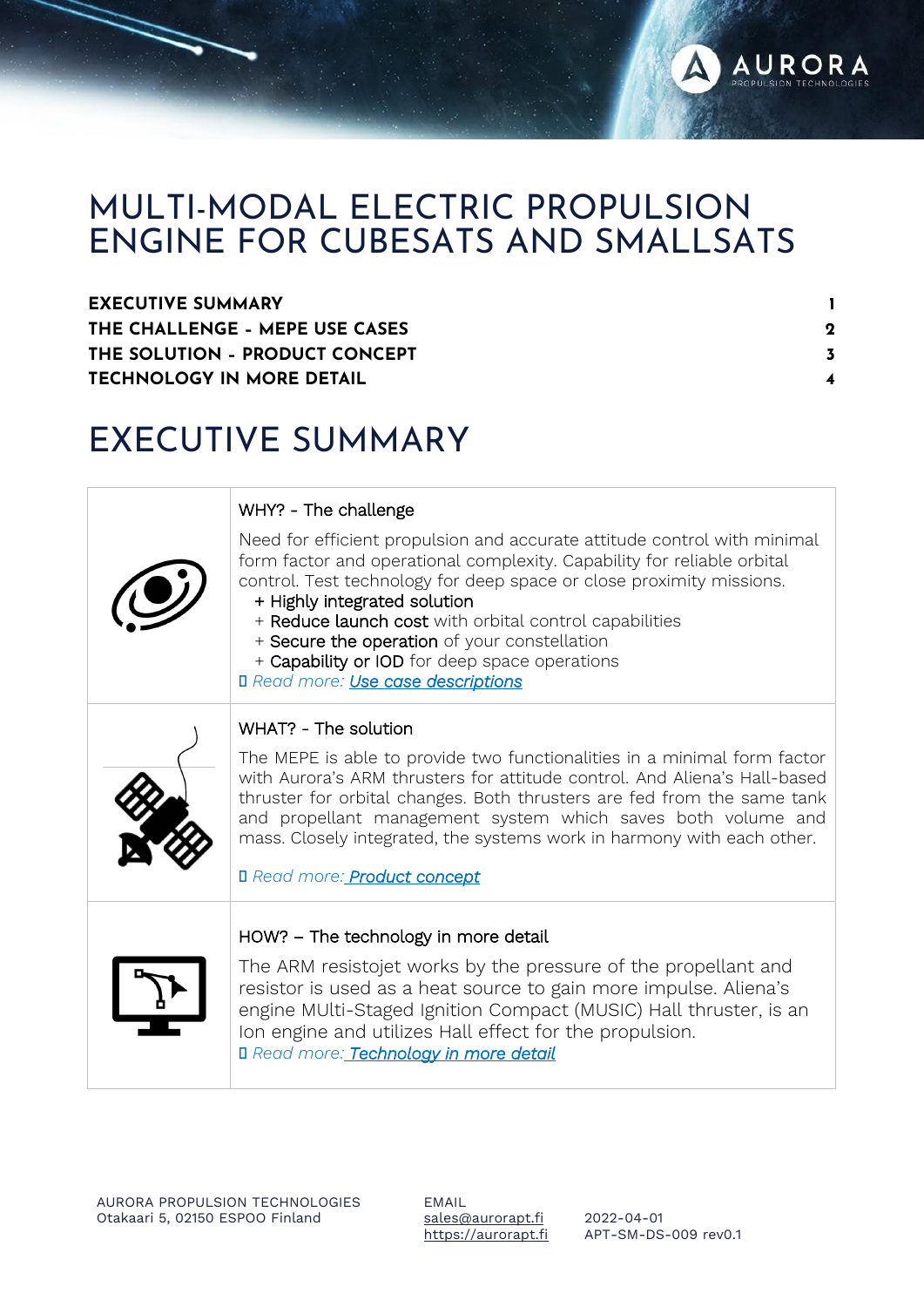# MULTI-MODAL ELECTRIC PROPULSION ENGINE FOR CUBESATS AND SMALLSATS

| | |
|---|---|
| **EXECUTIVE SUMMARY** | **1** |
| **THE CHALLENGE - MEPE USE CASES** | **2** |
| **THE SOLUTION - PRODUCT CONCEPT** | **3** |
| **TECHNOLOGY IN MORE DETAIL** | **4** |

# EXECUTIVE SUMMARY

### WHY? - The challenge

Need for efficient propulsion and accurate attitude control with minimal form factor and operational complexity. Capability for reliable orbital control. Test technology for deep space or close proximity missions.

+ Highly integrated solution
+ Reduce launch cost with orbital control capabilities
+ Secure the operation of your constellation
+ Capability or IOD for deep space operations

*Read more:* [*Use case descriptions*]

### WHAT? - The solution

The MEPE is able to provide two functionalities in a minimal form factor with Aurora's ARM thrusters for attitude control. And Aliena's Hall-based thruster for orbital changes. Both thrusters are fed from the same tank and propellant management system which saves both volume and mass. Closely integrated, the systems work in harmony with each other.

*Read more:* [*Product concept*]

### HOW? – The technology in more detail

The ARM resistojet works by the pressure of the propellant and resistor is used as a heat source to gain more impulse. Aliena's engine MUlti-Staged Ignition Compact (MUSIC) Hall thruster, is an Ion engine and utilizes Hall effect for the propulsion.

*Read more:* [*Technology in more detail*]

AURORA PROPULSION TECHNOLOGIES
Otakaari 5, 02150 ESPOO Finland

EMAIL
sales@aurorapt.fi
https://aurorapt.fi

2022-04-01
APT-SM-DS-009 rev0.1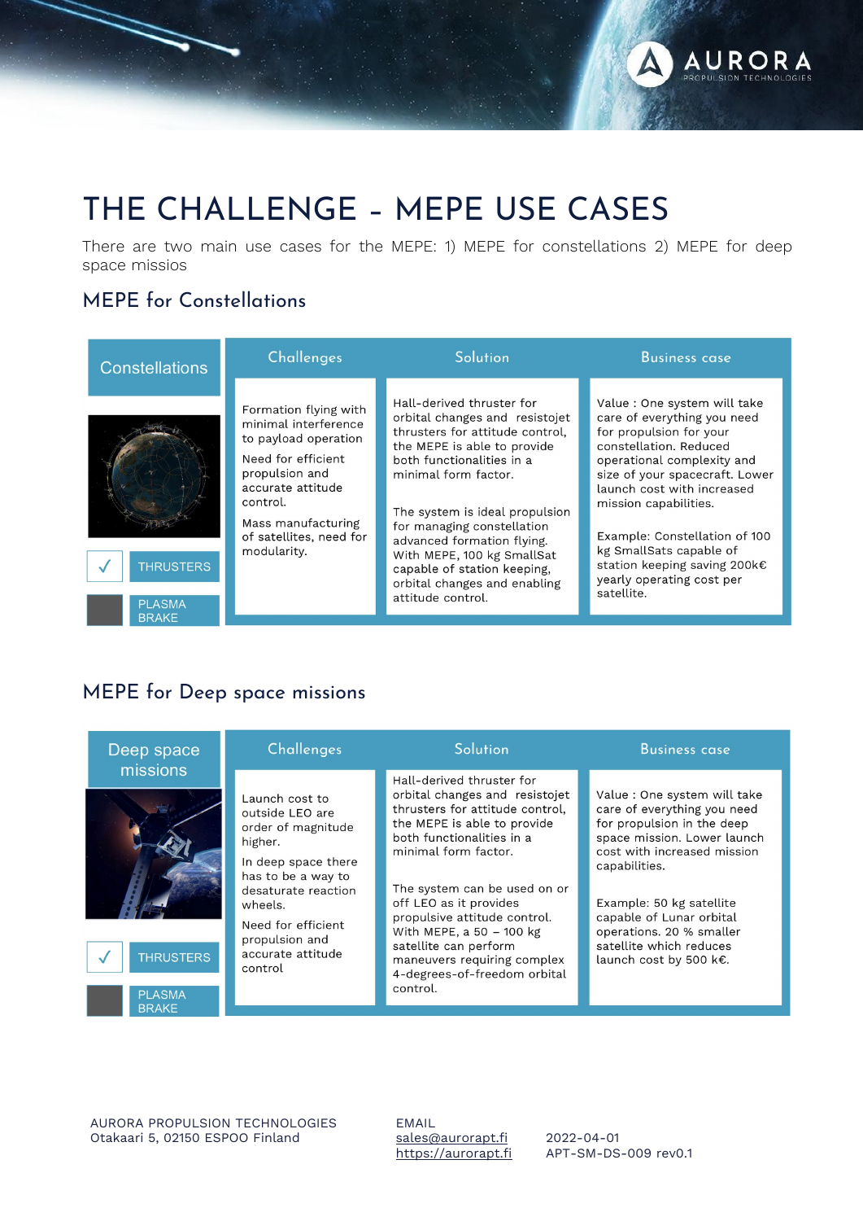# THE CHALLENGE – MEPE USE CASES

There are two main use cases for the MEPE: 1) MEPE for constellations 2) MEPE for deep space missios

## MEPE for Constellations

| Constellations | Challenges | Solution | Business case |
|---|---|---|---|
| ✓ THRUSTERS<br>PLASMA BRAKE | Formation flying with minimal interference to payload operation<br><br>Need for efficient propulsion and accurate attitude control.<br><br>Mass manufacturing of satellites, need for modularity. | Hall-derived thruster for orbital changes and resistojet thrusters for attitude control, the MEPE is able to provide both functionalities in a minimal form factor.<br><br>The system is ideal propulsion for managing constellation advanced formation flying. With MEPE, 100 kg SmallSat capable of station keeping, orbital changes and enabling attitude control. | Value : One system will take care of everything you need for propulsion for your constellation. Reduced operational complexity and size of your spacecraft. Lower launch cost with increased mission capabilities.<br><br>Example: Constellation of 100 kg SmallSats capable of station keeping saving 200k€ yearly operating cost per satellite. |

## MEPE for Deep space missions

| Deep space missions | Challenges | Solution | Business case |
|---|---|---|---|
| ✓ THRUSTERS<br>PLASMA BRAKE | Launch cost to outside LEO are order of magnitude higher.<br><br>In deep space there has to be a way to desaturate reaction wheels.<br><br>Need for efficient propulsion and accurate attitude control | Hall-derived thruster for orbital changes and resistojet thrusters for attitude control, the MEPE is able to provide both functionalities in a minimal form factor.<br><br>The system can be used on or off LEO as it provides propulsive attitude control. With MEPE, a 50 – 100 kg satellite can perform maneuvers requiring complex 4-degrees-of-freedom orbital control. | Value : One system will take care of everything you need for propulsion in the deep space mission. Lower launch cost with increased mission capabilities.<br><br>Example: 50 kg satellite capable of Lunar orbital operations. 20 % smaller satellite which reduces launch cost by 500 k€. |

AURORA PROPULSION TECHNOLOGIES
Otakaari 5, 02150 ESPOO Finland

EMAIL
sales@aurorapt.fi
https://aurorapt.fi

2022-04-01
APT-SM-DS-009 rev0.1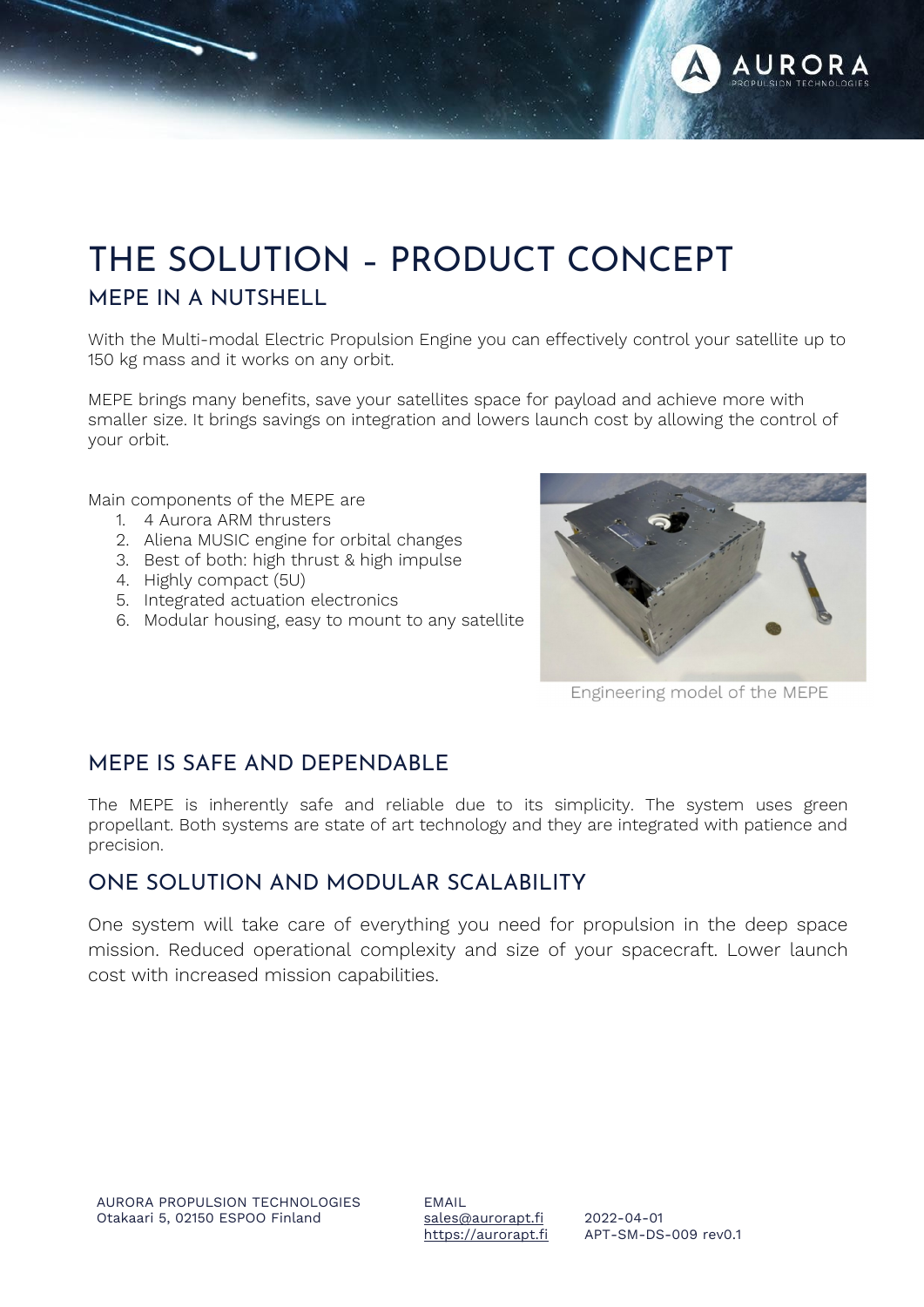# THE SOLUTION – PRODUCT CONCEPT

## MEPE IN A NUTSHELL

With the Multi-modal Electric Propulsion Engine you can effectively control your satellite up to 150 kg mass and it works on any orbit.

MEPE brings many benefits, save your satellites space for payload and achieve more with smaller size. It brings savings on integration and lowers launch cost by allowing the control of your orbit.

Main components of the MEPE are

1. 4 Aurora ARM thrusters
2. Aliena MUSIC engine for orbital changes
3. Best of both: high thrust & high impulse
4. Highly compact (5U)
5. Integrated actuation electronics
6. Modular housing, easy to mount to any satellite

Engineering model of the MEPE

## MEPE IS SAFE AND DEPENDABLE

The MEPE is inherently safe and reliable due to its simplicity. The system uses green propellant. Both systems are state of art technology and they are integrated with patience and precision.

## ONE SOLUTION AND MODULAR SCALABILITY

One system will take care of everything you need for propulsion in the deep space mission. Reduced operational complexity and size of your spacecraft. Lower launch cost with increased mission capabilities.

AURORA PROPULSION TECHNOLOGIES
Otakaari 5, 02150 ESPOO Finland

EMAIL
sales@aurorapt.fi
https://aurorapt.fi

2022-04-01
APT-SM-DS-009 rev0.1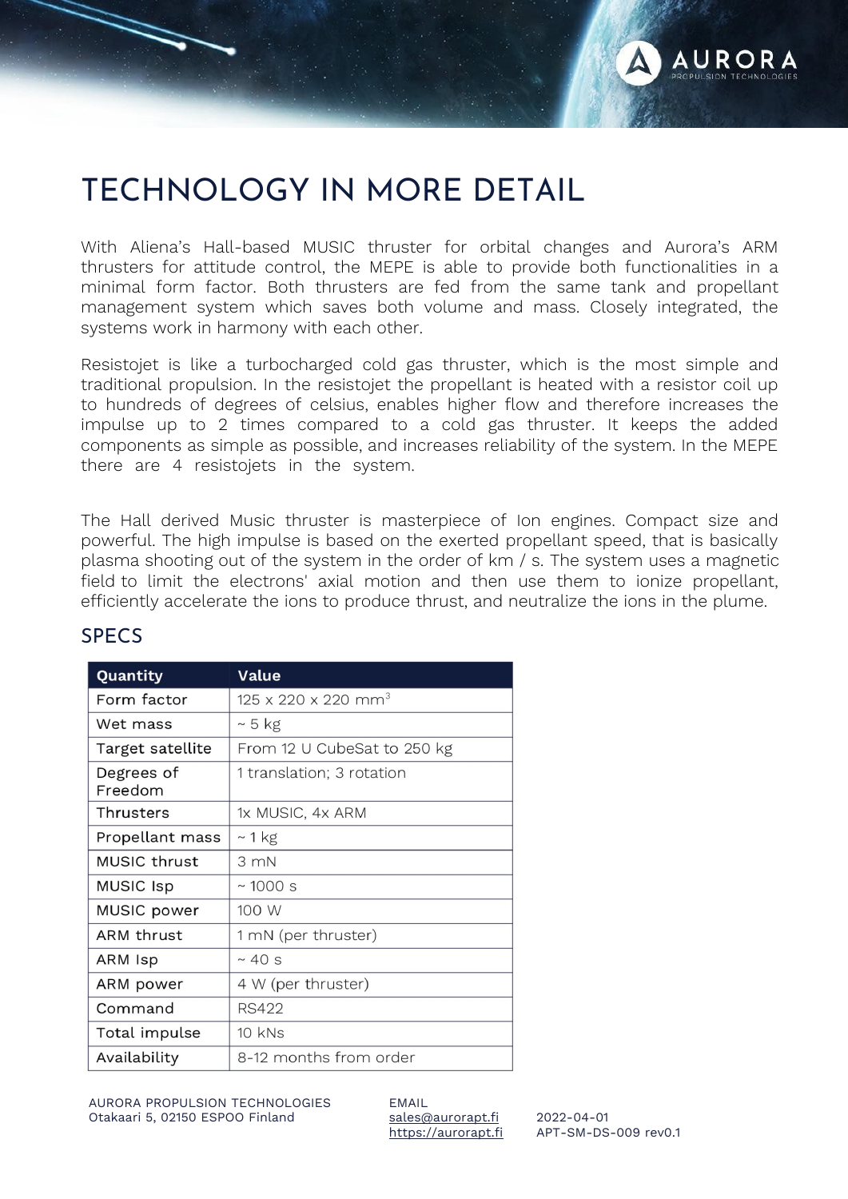# TECHNOLOGY IN MORE DETAIL

With Aliena's Hall-based MUSIC thruster for orbital changes and Aurora's ARM thrusters for attitude control, the MEPE is able to provide both functionalities in a minimal form factor. Both thrusters are fed from the same tank and propellant management system which saves both volume and mass. Closely integrated, the systems work in harmony with each other.

Resistojet is like a turbocharged cold gas thruster, which is the most simple and traditional propulsion. In the resistojet the propellant is heated with a resistor coil up to hundreds of degrees of celsius, enables higher flow and therefore increases the impulse up to 2 times compared to a cold gas thruster. It keeps the added components as simple as possible, and increases reliability of the system. In the MEPE there are 4 resistojets in the system.

The Hall derived Music thruster is masterpiece of Ion engines. Compact size and powerful. The high impulse is based on the exerted propellant speed, that is basically plasma shooting out of the system in the order of km / s. The system uses a magnetic field to limit the electrons' axial motion and then use them to ionize propellant, efficiently accelerate the ions to produce thrust, and neutralize the ions in the plume.

## SPECS

| Quantity | Value |
|---|---|
| Form factor | 125 x 220 x 220 $mm^3$ |
| Wet mass | ~ 5 kg |
| Target satellite | From 12 U CubeSat to 250 kg |
| Degrees of Freedom | 1 translation; 3 rotation |
| Thrusters | 1x MUSIC, 4x ARM |
| Propellant mass | ~ 1 kg |
| MUSIC thrust | 3 mN |
| MUSIC Isp | ~ 1000 s |
| MUSIC power | 100 W |
| ARM thrust | 1 mN (per thruster) |
| ARM Isp | ~ 40 s |
| ARM power | 4 W (per thruster) |
| Command | RS422 |
| Total impulse | 10 kNs |
| Availability | 8-12 months from order |

AURORA PROPULSION TECHNOLOGIES
Otakaari 5, 02150 ESPOO Finland

EMAIL
sales@aurorapt.fi
https://aurorapt.fi

2022-04-01
APT-SM-DS-009 rev0.1